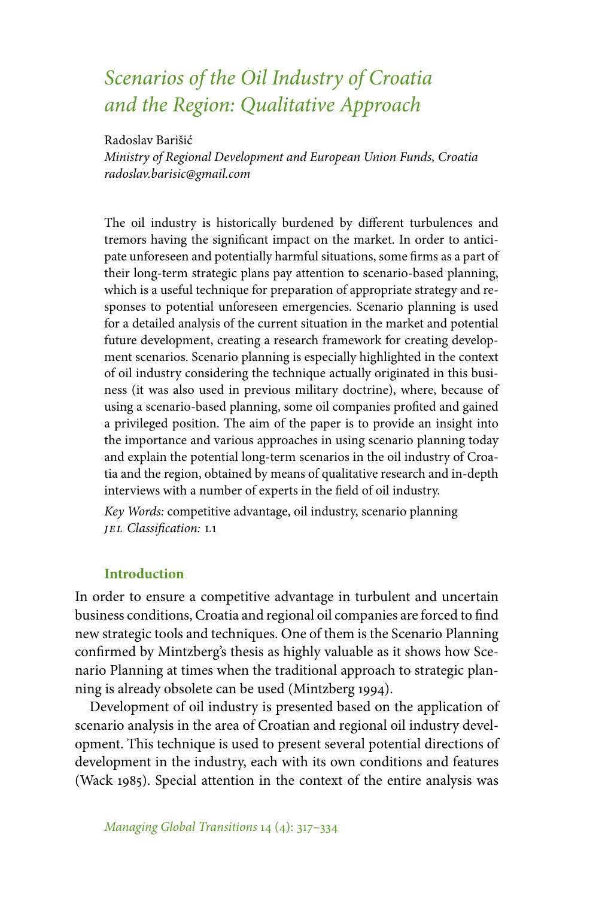# *Scenarios of the Oil Industry of Croatia and the Region: Qualitative Approach*

Radoslav Barišić
*Ministry of Regional Development and European Union Funds, Croatia*
*radoslav.barisic@gmail.com*

The oil industry is historically burdened by different turbulences and tremors having the significant impact on the market. In order to anticipate unforeseen and potentially harmful situations, some firms as a part of their long-term strategic plans pay attention to scenario-based planning, which is a useful technique for preparation of appropriate strategy and responses to potential unforeseen emergencies. Scenario planning is used for a detailed analysis of the current situation in the market and potential future development, creating a research framework for creating development scenarios. Scenario planning is especially highlighted in the context of oil industry considering the technique actually originated in this business (it was also used in previous military doctrine), where, because of using a scenario-based planning, some oil companies profited and gained a privileged position. The aim of the paper is to provide an insight into the importance and various approaches in using scenario planning today and explain the potential long-term scenarios in the oil industry of Croatia and the region, obtained by means of qualitative research and in-depth interviews with a number of experts in the field of oil industry.

*Key Words:* competitive advantage, oil industry, scenario planning
*JEL Classification:* L1

## Introduction

In order to ensure a competitive advantage in turbulent and uncertain business conditions, Croatia and regional oil companies are forced to find new strategic tools and techniques. One of them is the Scenario Planning confirmed by Mintzberg's thesis as highly valuable as it shows how Scenario Planning at times when the traditional approach to strategic planning is already obsolete can be used (Mintzberg 1994).

Development of oil industry is presented based on the application of scenario analysis in the area of Croatian and regional oil industry development. This technique is used to present several potential directions of development in the industry, each with its own conditions and features (Wack 1985). Special attention in the context of the entire analysis was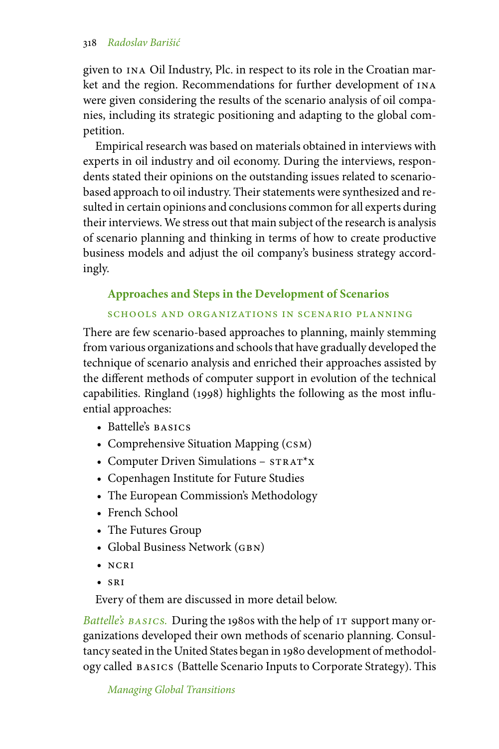given to INA Oil Industry, Plc. in respect to its role in the Croatian market and the region. Recommendations for further development of INA were given considering the results of the scenario analysis of oil companies, including its strategic positioning and adapting to the global competition.

Empirical research was based on materials obtained in interviews with experts in oil industry and oil economy. During the interviews, respondents stated their opinions on the outstanding issues related to scenario-based approach to oil industry. Their statements were synthesized and resulted in certain opinions and conclusions common for all experts during their interviews. We stress out that main subject of the research is analysis of scenario planning and thinking in terms of how to create productive business models and adjust the oil company's business strategy accordingly.

## Approaches and Steps in the Development of Scenarios

### SCHOOLS AND ORGANIZATIONS IN SCENARIO PLANNING

There are few scenario-based approaches to planning, mainly stemming from various organizations and schools that have gradually developed the technique of scenario analysis and enriched their approaches assisted by the different methods of computer support in evolution of the technical capabilities. Ringland (1998) highlights the following as the most influential approaches:

- Battelle's BASICS
- Comprehensive Situation Mapping (CSM)
- Computer Driven Simulations – STRAT*X
- Copenhagen Institute for Future Studies
- The European Commission's Methodology
- French School
- The Futures Group
- Global Business Network (GBN)
- NCRI
- SRI

Every of them are discussed in more detail below.

*Battelle's BASICS.* During the 1980s with the help of IT support many organizations developed their own methods of scenario planning. Consultancy seated in the United States began in 1980 development of methodology called BASICS (Battelle Scenario Inputs to Corporate Strategy). This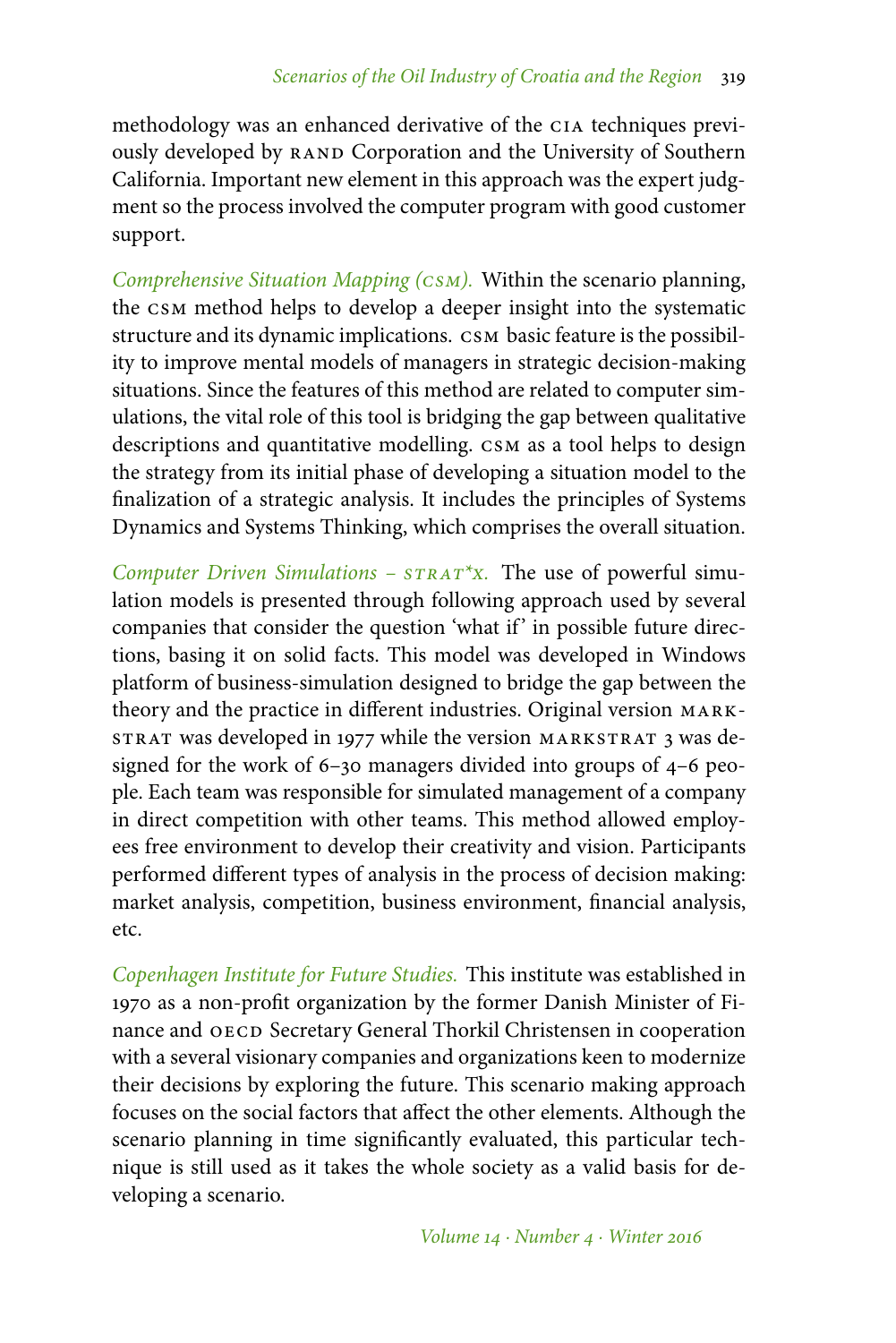methodology was an enhanced derivative of the CIA techniques previously developed by RAND Corporation and the University of Southern California. Important new element in this approach was the expert judgment so the process involved the computer program with good customer support.

*Comprehensive Situation Mapping (CSM).* Within the scenario planning, the CSM method helps to develop a deeper insight into the systematic structure and its dynamic implications. CSM basic feature is the possibility to improve mental models of managers in strategic decision-making situations. Since the features of this method are related to computer simulations, the vital role of this tool is bridging the gap between qualitative descriptions and quantitative modelling. CSM as a tool helps to design the strategy from its initial phase of developing a situation model to the finalization of a strategic analysis. It includes the principles of Systems Dynamics and Systems Thinking, which comprises the overall situation.

*Computer Driven Simulations – STRAT*X.* The use of powerful simulation models is presented through following approach used by several companies that consider the question 'what if' in possible future directions, basing it on solid facts. This model was developed in Windows platform of business-simulation designed to bridge the gap between the theory and the practice in different industries. Original version MARKSTRAT was developed in 1977 while the version MARKSTRAT 3 was designed for the work of 6–30 managers divided into groups of 4–6 people. Each team was responsible for simulated management of a company in direct competition with other teams. This method allowed employees free environment to develop their creativity and vision. Participants performed different types of analysis in the process of decision making: market analysis, competition, business environment, financial analysis, etc.

*Copenhagen Institute for Future Studies.* This institute was established in 1970 as a non-profit organization by the former Danish Minister of Finance and OECD Secretary General Thorkil Christensen in cooperation with a several visionary companies and organizations keen to modernize their decisions by exploring the future. This scenario making approach focuses on the social factors that affect the other elements. Although the scenario planning in time significantly evaluated, this particular technique is still used as it takes the whole society as a valid basis for developing a scenario.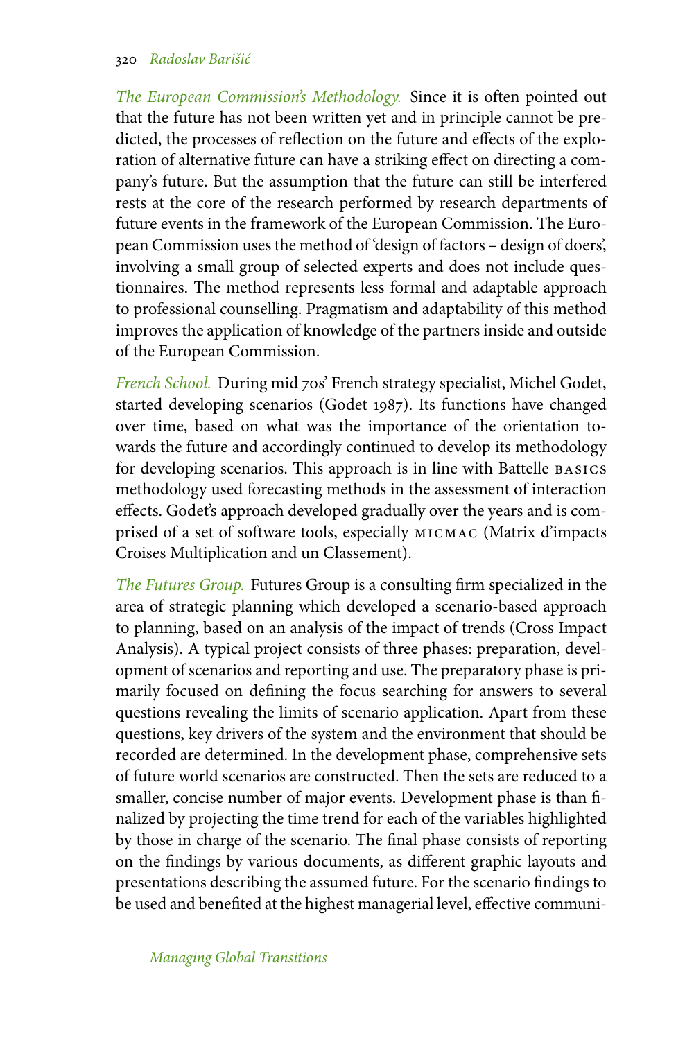*The European Commission's Methodology.* Since it is often pointed out that the future has not been written yet and in principle cannot be predicted, the processes of reflection on the future and effects of the exploration of alternative future can have a striking effect on directing a company's future. But the assumption that the future can still be interfered rests at the core of the research performed by research departments of future events in the framework of the European Commission. The European Commission uses the method of 'design of factors – design of doers', involving a small group of selected experts and does not include questionnaires. The method represents less formal and adaptable approach to professional counselling. Pragmatism and adaptability of this method improves the application of knowledge of the partners inside and outside of the European Commission.

*French School.* During mid 70s' French strategy specialist, Michel Godet, started developing scenarios (Godet 1987). Its functions have changed over time, based on what was the importance of the orientation towards the future and accordingly continued to develop its methodology for developing scenarios. This approach is in line with Battelle BASICS methodology used forecasting methods in the assessment of interaction effects. Godet's approach developed gradually over the years and is comprised of a set of software tools, especially MICMAC (Matrix d'impacts Croises Multiplication and un Classement).

*The Futures Group.* Futures Group is a consulting firm specialized in the area of strategic planning which developed a scenario-based approach to planning, based on an analysis of the impact of trends (Cross Impact Analysis). A typical project consists of three phases: preparation, development of scenarios and reporting and use. The preparatory phase is primarily focused on defining the focus searching for answers to several questions revealing the limits of scenario application. Apart from these questions, key drivers of the system and the environment that should be recorded are determined. In the development phase, comprehensive sets of future world scenarios are constructed. Then the sets are reduced to a smaller, concise number of major events. Development phase is than finalized by projecting the time trend for each of the variables highlighted by those in charge of the scenario. The final phase consists of reporting on the findings by various documents, as different graphic layouts and presentations describing the assumed future. For the scenario findings to be used and benefited at the highest managerial level, effective communi-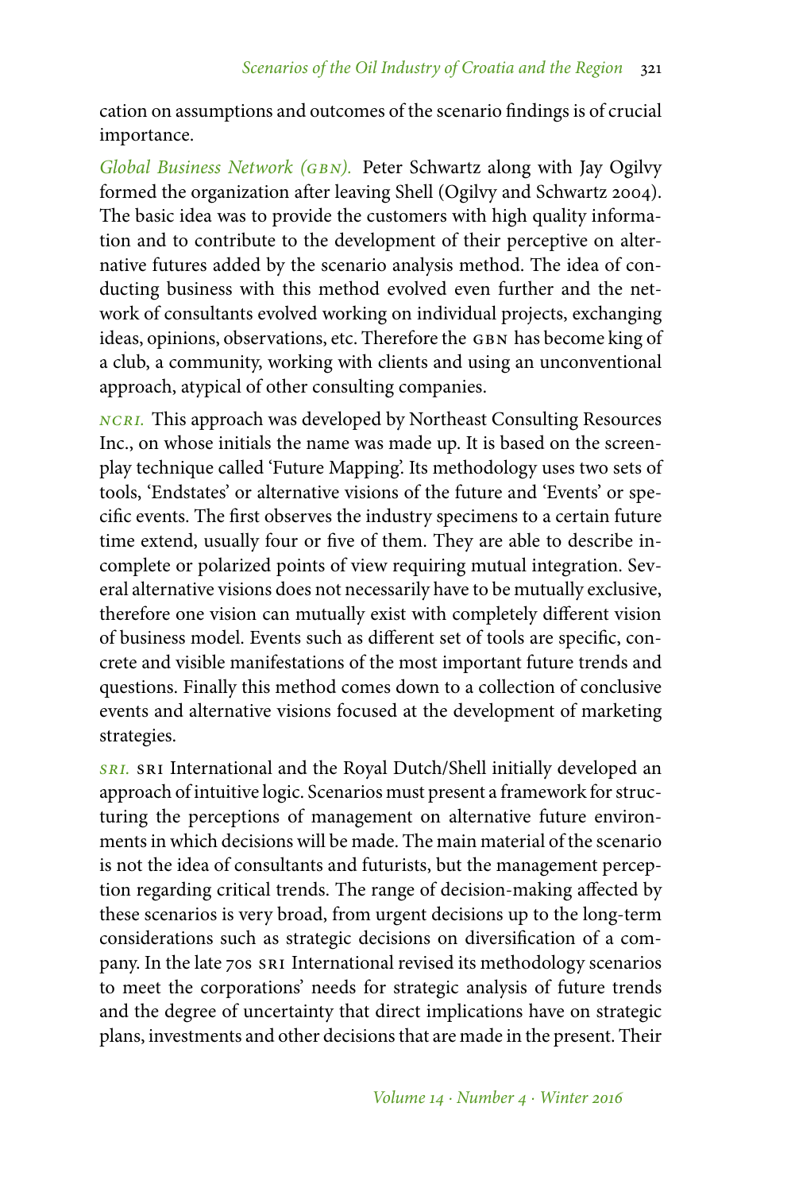cation on assumptions and outcomes of the scenario findings is of crucial importance.

*Global Business Network (GBN).* Peter Schwartz along with Jay Ogilvy formed the organization after leaving Shell (Ogilvy and Schwartz 2004). The basic idea was to provide the customers with high quality information and to contribute to the development of their perceptive on alternative futures added by the scenario analysis method. The idea of conducting business with this method evolved even further and the network of consultants evolved working on individual projects, exchanging ideas, opinions, observations, etc. Therefore the GBN has become king of a club, a community, working with clients and using an unconventional approach, atypical of other consulting companies.

*NCRI.* This approach was developed by Northeast Consulting Resources Inc., on whose initials the name was made up. It is based on the screenplay technique called 'Future Mapping'. Its methodology uses two sets of tools, 'Endstates' or alternative visions of the future and 'Events' or specific events. The first observes the industry specimens to a certain future time extend, usually four or five of them. They are able to describe incomplete or polarized points of view requiring mutual integration. Several alternative visions does not necessarily have to be mutually exclusive, therefore one vision can mutually exist with completely different vision of business model. Events such as different set of tools are specific, concrete and visible manifestations of the most important future trends and questions. Finally this method comes down to a collection of conclusive events and alternative visions focused at the development of marketing strategies.

*SRI.* SRI International and the Royal Dutch/Shell initially developed an approach of intuitive logic. Scenarios must present a framework for structuring the perceptions of management on alternative future environments in which decisions will be made. The main material of the scenario is not the idea of consultants and futurists, but the management perception regarding critical trends. The range of decision-making affected by these scenarios is very broad, from urgent decisions up to the long-term considerations such as strategic decisions on diversification of a company. In the late 70s SRI International revised its methodology scenarios to meet the corporations' needs for strategic analysis of future trends and the degree of uncertainty that direct implications have on strategic plans, investments and other decisions that are made in the present. Their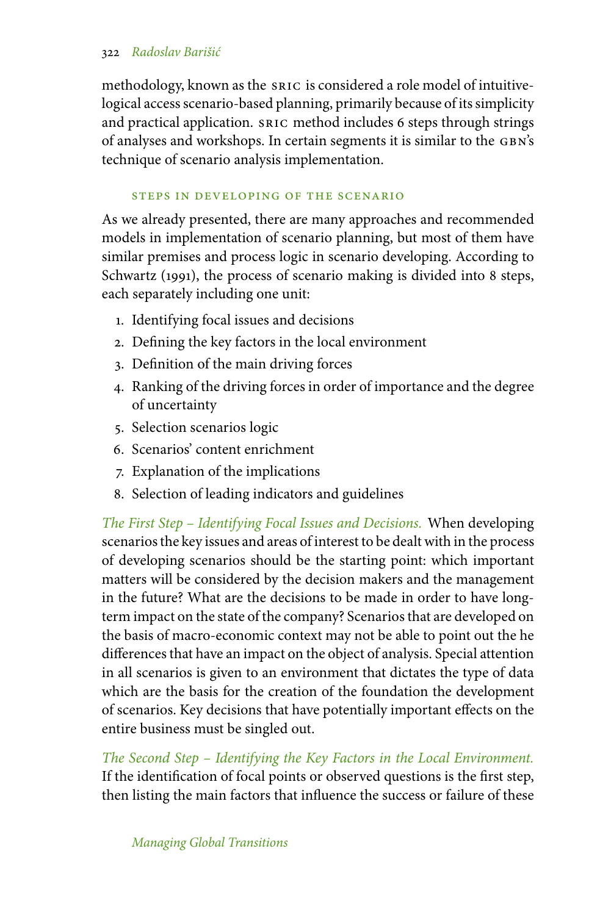methodology, known as the SRIC is considered a role model of intuitive-logical access scenario-based planning, primarily because of its simplicity and practical application. SRIC method includes 6 steps through strings of analyses and workshops. In certain segments it is similar to the GBN's technique of scenario analysis implementation.

### STEPS IN DEVELOPING OF THE SCENARIO

As we already presented, there are many approaches and recommended models in implementation of scenario planning, but most of them have similar premises and process logic in scenario developing. According to Schwartz (1991), the process of scenario making is divided into 8 steps, each separately including one unit:

1. Identifying focal issues and decisions
2. Defining the key factors in the local environment
3. Definition of the main driving forces
4. Ranking of the driving forces in order of importance and the degree of uncertainty
5. Selection scenarios logic
6. Scenarios' content enrichment
7. Explanation of the implications
8. Selection of leading indicators and guidelines

*The First Step – Identifying Focal Issues and Decisions.* When developing scenarios the key issues and areas of interest to be dealt with in the process of developing scenarios should be the starting point: which important matters will be considered by the decision makers and the management in the future? What are the decisions to be made in order to have long-term impact on the state of the company? Scenarios that are developed on the basis of macro-economic context may not be able to point out the he differences that have an impact on the object of analysis. Special attention in all scenarios is given to an environment that dictates the type of data which are the basis for the creation of the foundation the development of scenarios. Key decisions that have potentially important effects on the entire business must be singled out.

*The Second Step – Identifying the Key Factors in the Local Environment.* If the identification of focal points or observed questions is the first step, then listing the main factors that influence the success or failure of these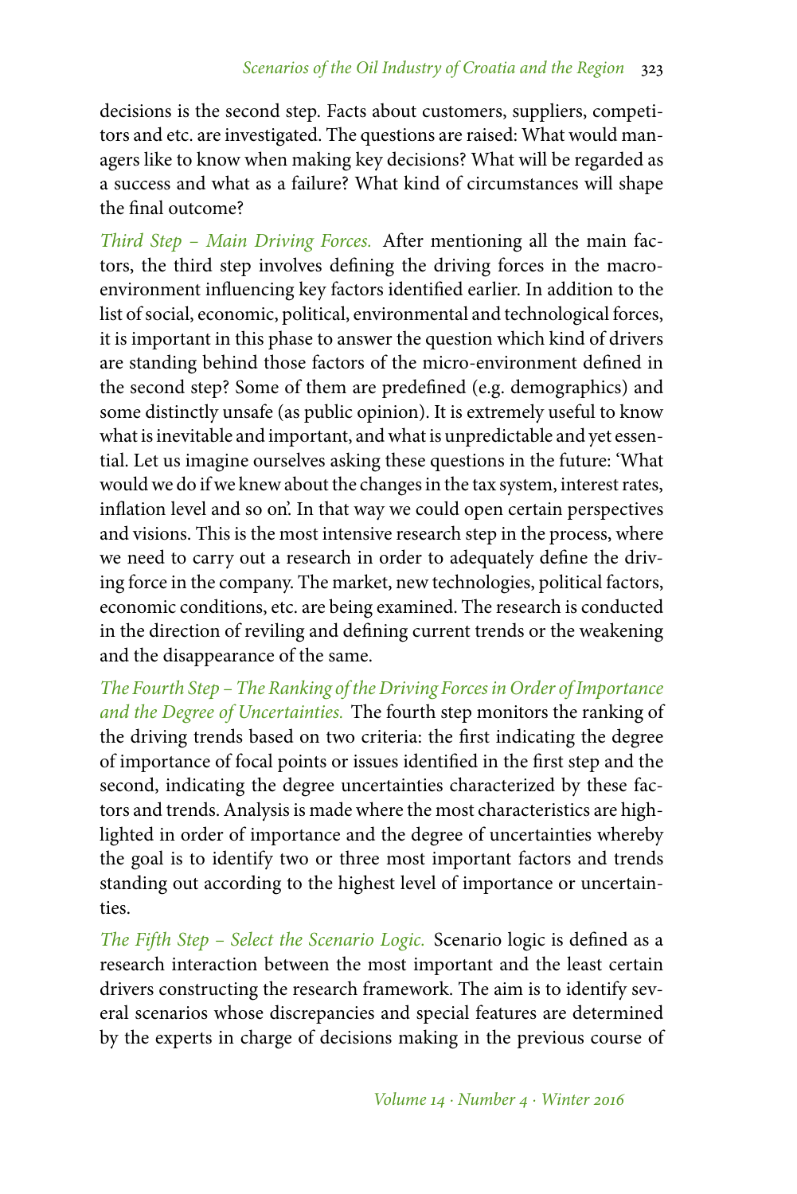decisions is the second step. Facts about customers, suppliers, competitors and etc. are investigated. The questions are raised: What would managers like to know when making key decisions? What will be regarded as a success and what as a failure? What kind of circumstances will shape the final outcome?

*Third Step – Main Driving Forces.* After mentioning all the main factors, the third step involves defining the driving forces in the macro-environment influencing key factors identified earlier. In addition to the list of social, economic, political, environmental and technological forces, it is important in this phase to answer the question which kind of drivers are standing behind those factors of the micro-environment defined in the second step? Some of them are predefined (e.g. demographics) and some distinctly unsafe (as public opinion). It is extremely useful to know what is inevitable and important, and what is unpredictable and yet essential. Let us imagine ourselves asking these questions in the future: 'What would we do if we knew about the changes in the tax system, interest rates, inflation level and so on'. In that way we could open certain perspectives and visions. This is the most intensive research step in the process, where we need to carry out a research in order to adequately define the driving force in the company. The market, new technologies, political factors, economic conditions, etc. are being examined. The research is conducted in the direction of reviling and defining current trends or the weakening and the disappearance of the same.

*The Fourth Step – The Ranking of the Driving Forces in Order of Importance and the Degree of Uncertainties.* The fourth step monitors the ranking of the driving trends based on two criteria: the first indicating the degree of importance of focal points or issues identified in the first step and the second, indicating the degree uncertainties characterized by these factors and trends. Analysis is made where the most characteristics are highlighted in order of importance and the degree of uncertainties whereby the goal is to identify two or three most important factors and trends standing out according to the highest level of importance or uncertainties.

*The Fifth Step – Select the Scenario Logic.* Scenario logic is defined as a research interaction between the most important and the least certain drivers constructing the research framework. The aim is to identify several scenarios whose discrepancies and special features are determined by the experts in charge of decisions making in the previous course of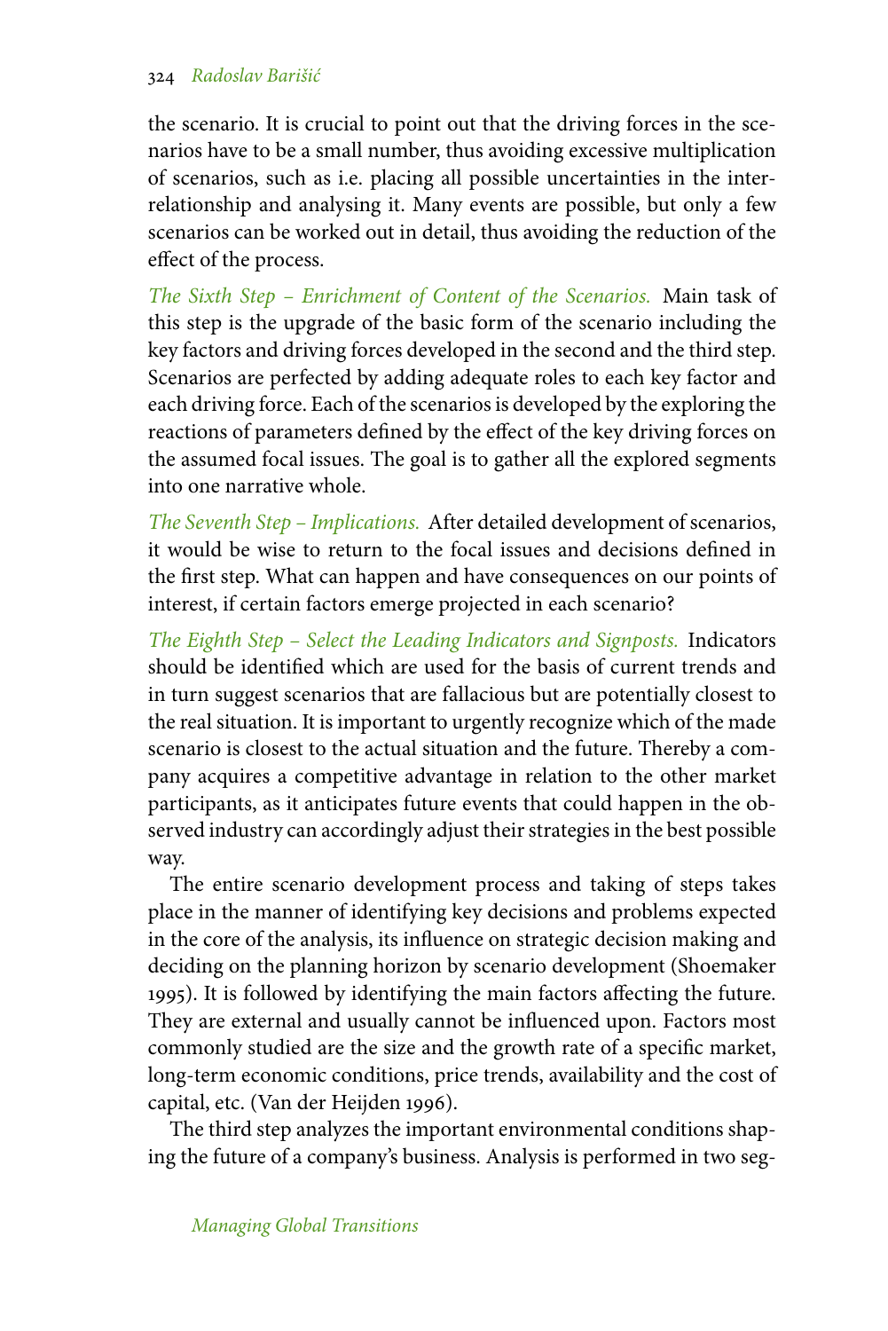the scenario. It is crucial to point out that the driving forces in the scenarios have to be a small number, thus avoiding excessive multiplication of scenarios, such as i.e. placing all possible uncertainties in the interrelationship and analysing it. Many events are possible, but only a few scenarios can be worked out in detail, thus avoiding the reduction of the effect of the process.

*The Sixth Step – Enrichment of Content of the Scenarios.* Main task of this step is the upgrade of the basic form of the scenario including the key factors and driving forces developed in the second and the third step. Scenarios are perfected by adding adequate roles to each key factor and each driving force. Each of the scenarios is developed by the exploring the reactions of parameters defined by the effect of the key driving forces on the assumed focal issues. The goal is to gather all the explored segments into one narrative whole.

*The Seventh Step – Implications.* After detailed development of scenarios, it would be wise to return to the focal issues and decisions defined in the first step. What can happen and have consequences on our points of interest, if certain factors emerge projected in each scenario?

*The Eighth Step – Select the Leading Indicators and Signposts.* Indicators should be identified which are used for the basis of current trends and in turn suggest scenarios that are fallacious but are potentially closest to the real situation. It is important to urgently recognize which of the made scenario is closest to the actual situation and the future. Thereby a company acquires a competitive advantage in relation to the other market participants, as it anticipates future events that could happen in the observed industry can accordingly adjust their strategies in the best possible way.

The entire scenario development process and taking of steps takes place in the manner of identifying key decisions and problems expected in the core of the analysis, its influence on strategic decision making and deciding on the planning horizon by scenario development (Shoemaker 1995). It is followed by identifying the main factors affecting the future. They are external and usually cannot be influenced upon. Factors most commonly studied are the size and the growth rate of a specific market, long-term economic conditions, price trends, availability and the cost of capital, etc. (Van der Heijden 1996).

The third step analyzes the important environmental conditions shaping the future of a company's business. Analysis is performed in two seg-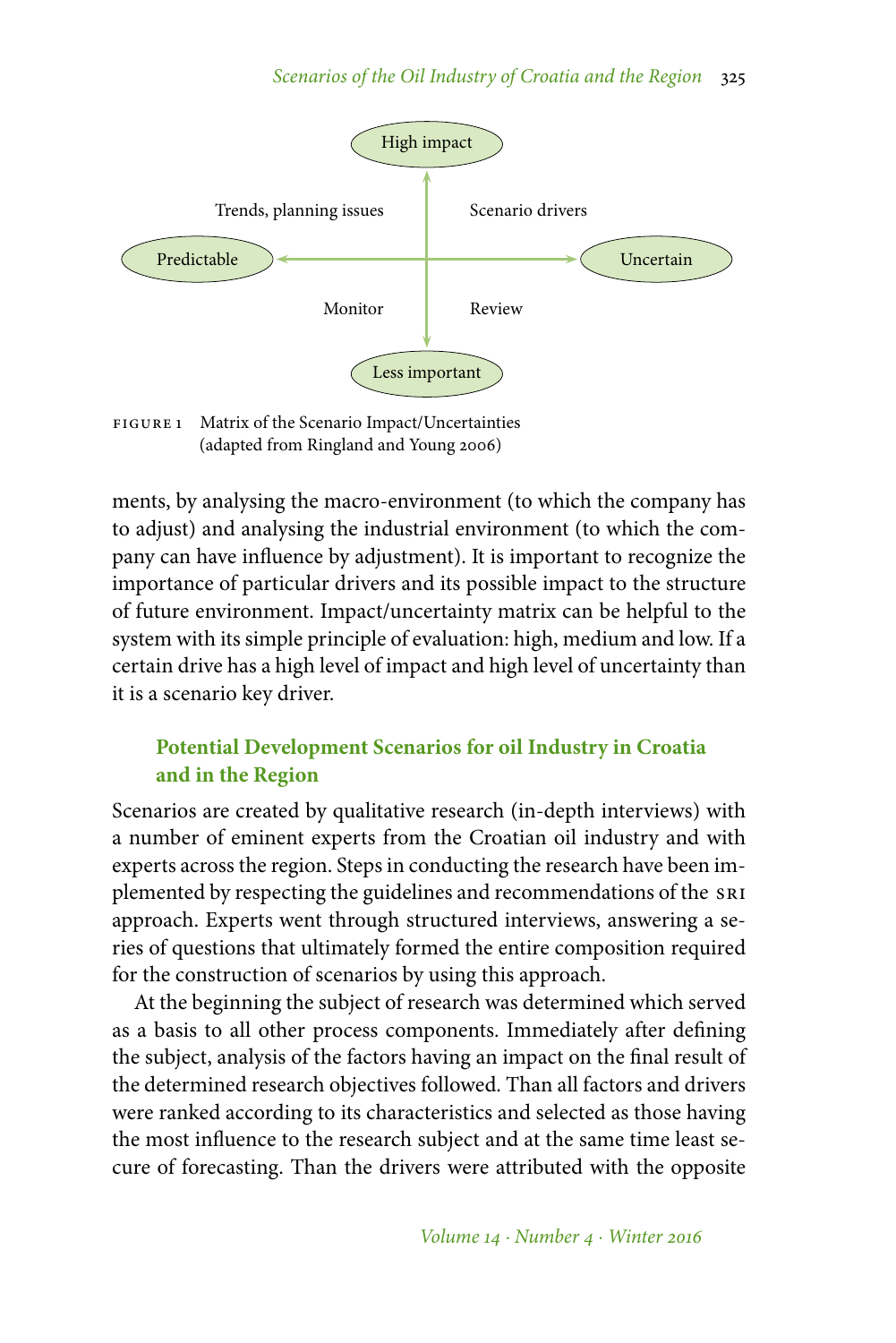High impact

Trends, planning issues | Scenario drivers

Predictable ⟷ Uncertain

Monitor | Review

Less important

FIGURE 1 Matrix of the Scenario Impact/Uncertainties (adapted from Ringland and Young 2006)

ments, by analysing the macro-environment (to which the company has to adjust) and analysing the industrial environment (to which the company can have influence by adjustment). It is important to recognize the importance of particular drivers and its possible impact to the structure of future environment. Impact/uncertainty matrix can be helpful to the system with its simple principle of evaluation: high, medium and low. If a certain drive has a high level of impact and high level of uncertainty than it is a scenario key driver.

## Potential Development Scenarios for oil Industry in Croatia and in the Region

Scenarios are created by qualitative research (in-depth interviews) with a number of eminent experts from the Croatian oil industry and with experts across the region. Steps in conducting the research have been implemented by respecting the guidelines and recommendations of the SRI approach. Experts went through structured interviews, answering a series of questions that ultimately formed the entire composition required for the construction of scenarios by using this approach.

At the beginning the subject of research was determined which served as a basis to all other process components. Immediately after defining the subject, analysis of the factors having an impact on the final result of the determined research objectives followed. Than all factors and drivers were ranked according to its characteristics and selected as those having the most influence to the research subject and at the same time least secure of forecasting. Than the drivers were attributed with the opposite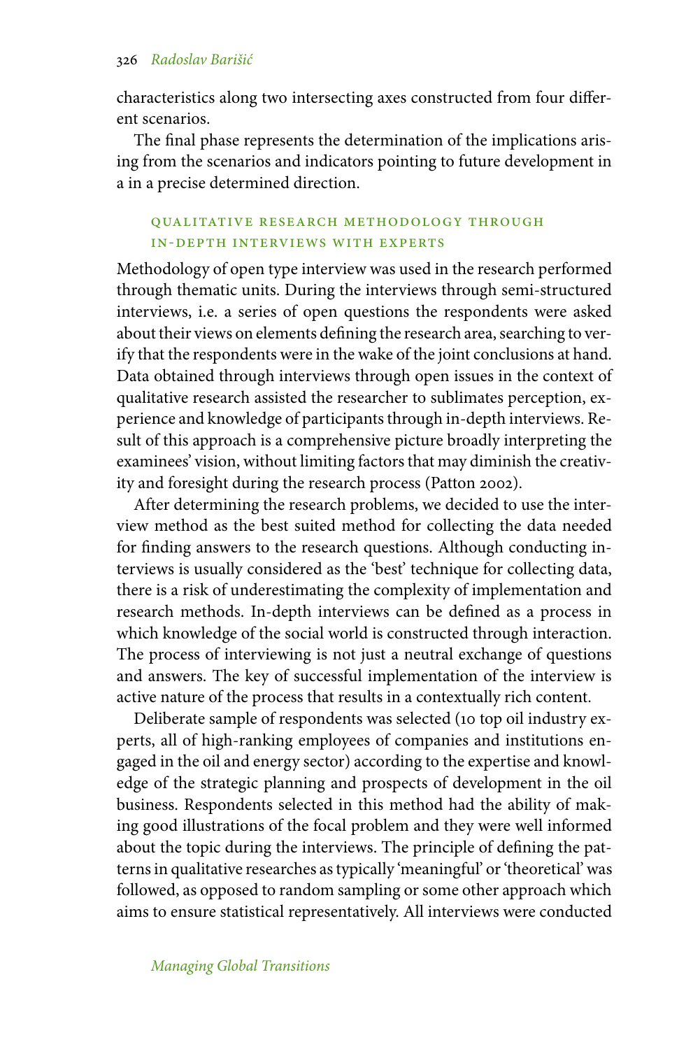characteristics along two intersecting axes constructed from four different scenarios.

The final phase represents the determination of the implications arising from the scenarios and indicators pointing to future development in a in a precise determined direction.

### QUALITATIVE RESEARCH METHODOLOGY THROUGH IN-DEPTH INTERVIEWS WITH EXPERTS

Methodology of open type interview was used in the research performed through thematic units. During the interviews through semi-structured interviews, i.e. a series of open questions the respondents were asked about their views on elements defining the research area, searching to verify that the respondents were in the wake of the joint conclusions at hand. Data obtained through interviews through open issues in the context of qualitative research assisted the researcher to sublimates perception, experience and knowledge of participants through in-depth interviews. Result of this approach is a comprehensive picture broadly interpreting the examinees' vision, without limiting factors that may diminish the creativity and foresight during the research process (Patton 2002).

After determining the research problems, we decided to use the interview method as the best suited method for collecting the data needed for finding answers to the research questions. Although conducting interviews is usually considered as the 'best' technique for collecting data, there is a risk of underestimating the complexity of implementation and research methods. In-depth interviews can be defined as a process in which knowledge of the social world is constructed through interaction. The process of interviewing is not just a neutral exchange of questions and answers. The key of successful implementation of the interview is active nature of the process that results in a contextually rich content.

Deliberate sample of respondents was selected (10 top oil industry experts, all of high-ranking employees of companies and institutions engaged in the oil and energy sector) according to the expertise and knowledge of the strategic planning and prospects of development in the oil business. Respondents selected in this method had the ability of making good illustrations of the focal problem and they were well informed about the topic during the interviews. The principle of defining the patterns in qualitative researches as typically 'meaningful' or 'theoretical' was followed, as opposed to random sampling or some other approach which aims to ensure statistical representatively. All interviews were conducted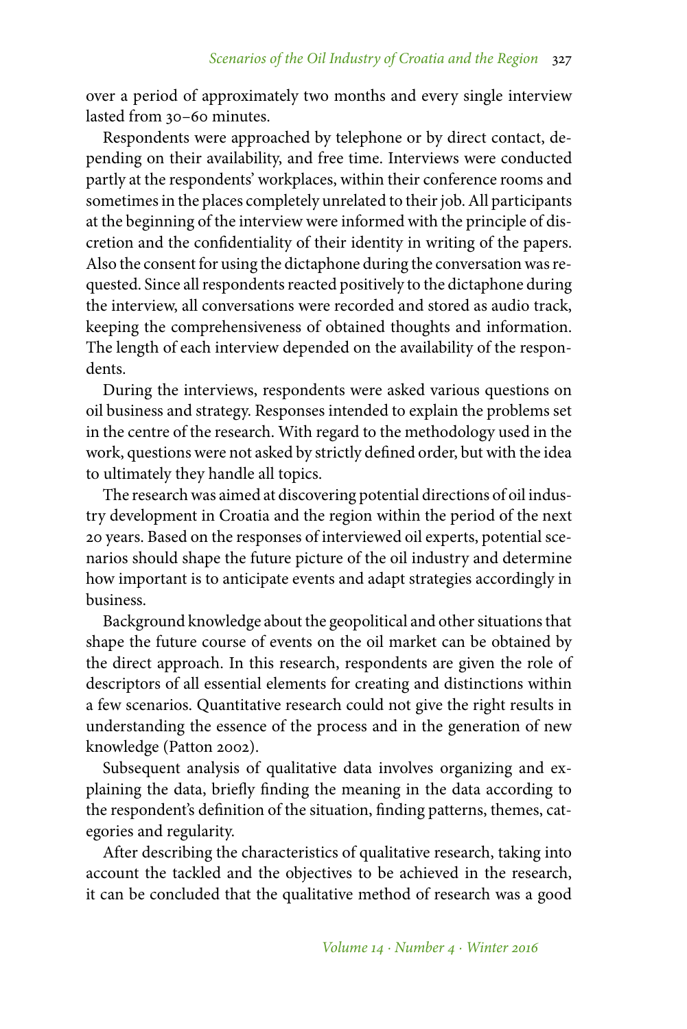over a period of approximately two months and every single interview lasted from 30–60 minutes.

Respondents were approached by telephone or by direct contact, depending on their availability, and free time. Interviews were conducted partly at the respondents' workplaces, within their conference rooms and sometimes in the places completely unrelated to their job. All participants at the beginning of the interview were informed with the principle of discretion and the confidentiality of their identity in writing of the papers. Also the consent for using the dictaphone during the conversation was requested. Since all respondents reacted positively to the dictaphone during the interview, all conversations were recorded and stored as audio track, keeping the comprehensiveness of obtained thoughts and information. The length of each interview depended on the availability of the respondents.

During the interviews, respondents were asked various questions on oil business and strategy. Responses intended to explain the problems set in the centre of the research. With regard to the methodology used in the work, questions were not asked by strictly defined order, but with the idea to ultimately they handle all topics.

The research was aimed at discovering potential directions of oil industry development in Croatia and the region within the period of the next 20 years. Based on the responses of interviewed oil experts, potential scenarios should shape the future picture of the oil industry and determine how important is to anticipate events and adapt strategies accordingly in business.

Background knowledge about the geopolitical and other situations that shape the future course of events on the oil market can be obtained by the direct approach. In this research, respondents are given the role of descriptors of all essential elements for creating and distinctions within a few scenarios. Quantitative research could not give the right results in understanding the essence of the process and in the generation of new knowledge (Patton 2002).

Subsequent analysis of qualitative data involves organizing and explaining the data, briefly finding the meaning in the data according to the respondent's definition of the situation, finding patterns, themes, categories and regularity.

After describing the characteristics of qualitative research, taking into account the tackled and the objectives to be achieved in the research, it can be concluded that the qualitative method of research was a good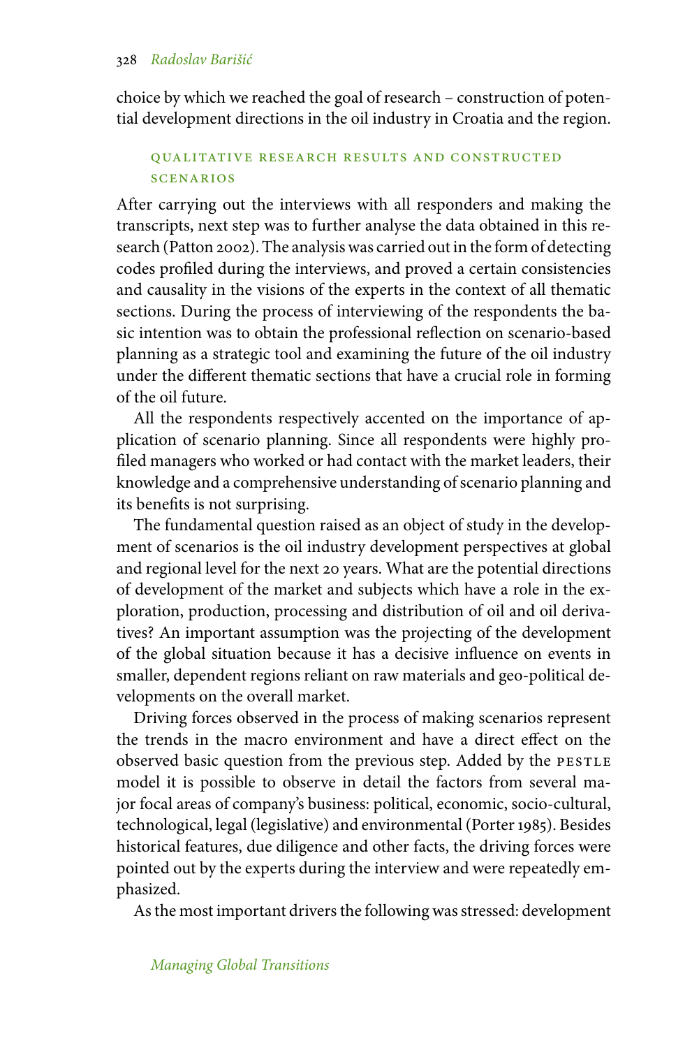choice by which we reached the goal of research – construction of potential development directions in the oil industry in Croatia and the region.

## QUALITATIVE RESEARCH RESULTS AND CONSTRUCTED SCENARIOS

After carrying out the interviews with all responders and making the transcripts, next step was to further analyse the data obtained in this research (Patton 2002). The analysis was carried out in the form of detecting codes profiled during the interviews, and proved a certain consistencies and causality in the visions of the experts in the context of all thematic sections. During the process of interviewing of the respondents the basic intention was to obtain the professional reflection on scenario-based planning as a strategic tool and examining the future of the oil industry under the different thematic sections that have a crucial role in forming of the oil future.

All the respondents respectively accented on the importance of application of scenario planning. Since all respondents were highly profiled managers who worked or had contact with the market leaders, their knowledge and a comprehensive understanding of scenario planning and its benefits is not surprising.

The fundamental question raised as an object of study in the development of scenarios is the oil industry development perspectives at global and regional level for the next 20 years. What are the potential directions of development of the market and subjects which have a role in the exploration, production, processing and distribution of oil and oil derivatives? An important assumption was the projecting of the development of the global situation because it has a decisive influence on events in smaller, dependent regions reliant on raw materials and geo-political developments on the overall market.

Driving forces observed in the process of making scenarios represent the trends in the macro environment and have a direct effect on the observed basic question from the previous step. Added by the PESTLE model it is possible to observe in detail the factors from several major focal areas of company's business: political, economic, socio-cultural, technological, legal (legislative) and environmental (Porter 1985). Besides historical features, due diligence and other facts, the driving forces were pointed out by the experts during the interview and were repeatedly emphasized.

As the most important drivers the following was stressed: development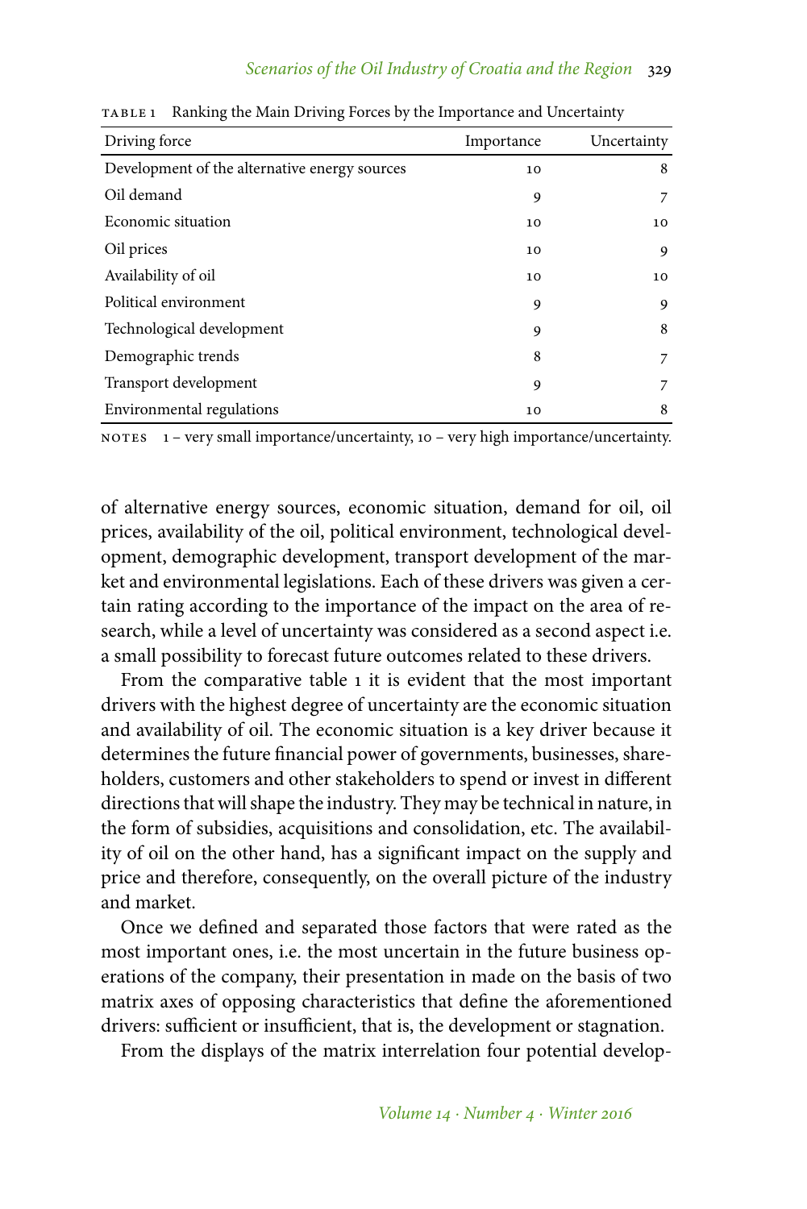TABLE 1 Ranking the Main Driving Forces by the Importance and Uncertainty

| Driving force | Importance | Uncertainty |
| --- | --- | --- |
| Development of the alternative energy sources | 10 | 8 |
| Oil demand | 9 | 7 |
| Economic situation | 10 | 10 |
| Oil prices | 10 | 9 |
| Availability of oil | 10 | 10 |
| Political environment | 9 | 9 |
| Technological development | 9 | 8 |
| Demographic trends | 8 | 7 |
| Transport development | 9 | 7 |
| Environmental regulations | 10 | 8 |

NOTES 1 – very small importance/uncertainty, 10 – very high importance/uncertainty.

of alternative energy sources, economic situation, demand for oil, oil prices, availability of the oil, political environment, technological development, demographic development, transport development of the market and environmental legislations. Each of these drivers was given a certain rating according to the importance of the impact on the area of research, while a level of uncertainty was considered as a second aspect i.e. a small possibility to forecast future outcomes related to these drivers.

From the comparative table 1 it is evident that the most important drivers with the highest degree of uncertainty are the economic situation and availability of oil. The economic situation is a key driver because it determines the future financial power of governments, businesses, shareholders, customers and other stakeholders to spend or invest in different directions that will shape the industry. They may be technical in nature, in the form of subsidies, acquisitions and consolidation, etc. The availability of oil on the other hand, has a significant impact on the supply and price and therefore, consequently, on the overall picture of the industry and market.

Once we defined and separated those factors that were rated as the most important ones, i.e. the most uncertain in the future business operations of the company, their presentation in made on the basis of two matrix axes of opposing characteristics that define the aforementioned drivers: sufficient or insufficient, that is, the development or stagnation.

From the displays of the matrix interrelation four potential develop-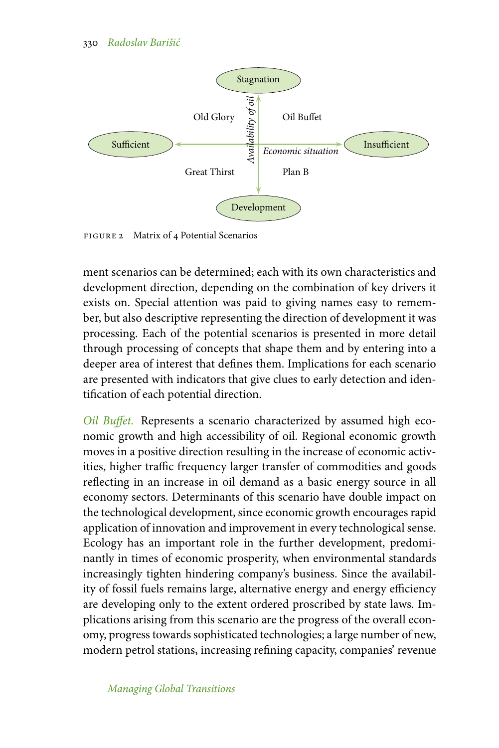Stagnation

Old Glory | Oil Buffet

Sufficient ← Availability of oil / Economic situation → Insufficient

Great Thirst | Plan B

Development

FIGURE 2 Matrix of 4 Potential Scenarios

ment scenarios can be determined; each with its own characteristics and development direction, depending on the combination of key drivers it exists on. Special attention was paid to giving names easy to remember, but also descriptive representing the direction of development it was processing. Each of the potential scenarios is presented in more detail through processing of concepts that shape them and by entering into a deeper area of interest that defines them. Implications for each scenario are presented with indicators that give clues to early detection and identification of each potential direction.

*Oil Buffet.* Represents a scenario characterized by assumed high economic growth and high accessibility of oil. Regional economic growth moves in a positive direction resulting in the increase of economic activities, higher traffic frequency larger transfer of commodities and goods reflecting in an increase in oil demand as a basic energy source in all economy sectors. Determinants of this scenario have double impact on the technological development, since economic growth encourages rapid application of innovation and improvement in every technological sense. Ecology has an important role in the further development, predominantly in times of economic prosperity, when environmental standards increasingly tighten hindering company's business. Since the availability of fossil fuels remains large, alternative energy and energy efficiency are developing only to the extent ordered proscribed by state laws. Implications arising from this scenario are the progress of the overall economy, progress towards sophisticated technologies; a large number of new, modern petrol stations, increasing refining capacity, companies' revenue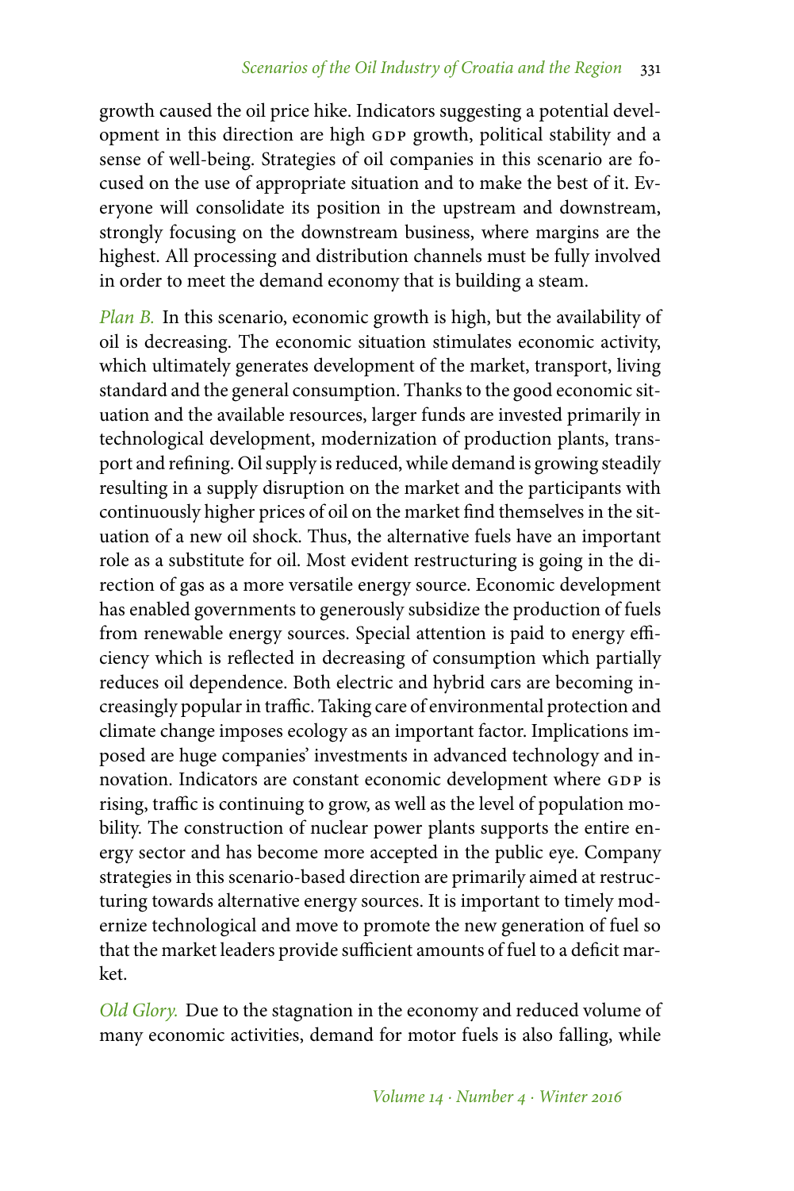growth caused the oil price hike. Indicators suggesting a potential development in this direction are high GDP growth, political stability and a sense of well-being. Strategies of oil companies in this scenario are focused on the use of appropriate situation and to make the best of it. Everyone will consolidate its position in the upstream and downstream, strongly focusing on the downstream business, where margins are the highest. All processing and distribution channels must be fully involved in order to meet the demand economy that is building a steam.

*Plan B.* In this scenario, economic growth is high, but the availability of oil is decreasing. The economic situation stimulates economic activity, which ultimately generates development of the market, transport, living standard and the general consumption. Thanks to the good economic situation and the available resources, larger funds are invested primarily in technological development, modernization of production plants, transport and refining. Oil supply is reduced, while demand is growing steadily resulting in a supply disruption on the market and the participants with continuously higher prices of oil on the market find themselves in the situation of a new oil shock. Thus, the alternative fuels have an important role as a substitute for oil. Most evident restructuring is going in the direction of gas as a more versatile energy source. Economic development has enabled governments to generously subsidize the production of fuels from renewable energy sources. Special attention is paid to energy efficiency which is reflected in decreasing of consumption which partially reduces oil dependence. Both electric and hybrid cars are becoming increasingly popular in traffic. Taking care of environmental protection and climate change imposes ecology as an important factor. Implications imposed are huge companies' investments in advanced technology and innovation. Indicators are constant economic development where GDP is rising, traffic is continuing to grow, as well as the level of population mobility. The construction of nuclear power plants supports the entire energy sector and has become more accepted in the public eye. Company strategies in this scenario-based direction are primarily aimed at restructuring towards alternative energy sources. It is important to timely modernize technological and move to promote the new generation of fuel so that the market leaders provide sufficient amounts of fuel to a deficit market.

*Old Glory.* Due to the stagnation in the economy and reduced volume of many economic activities, demand for motor fuels is also falling, while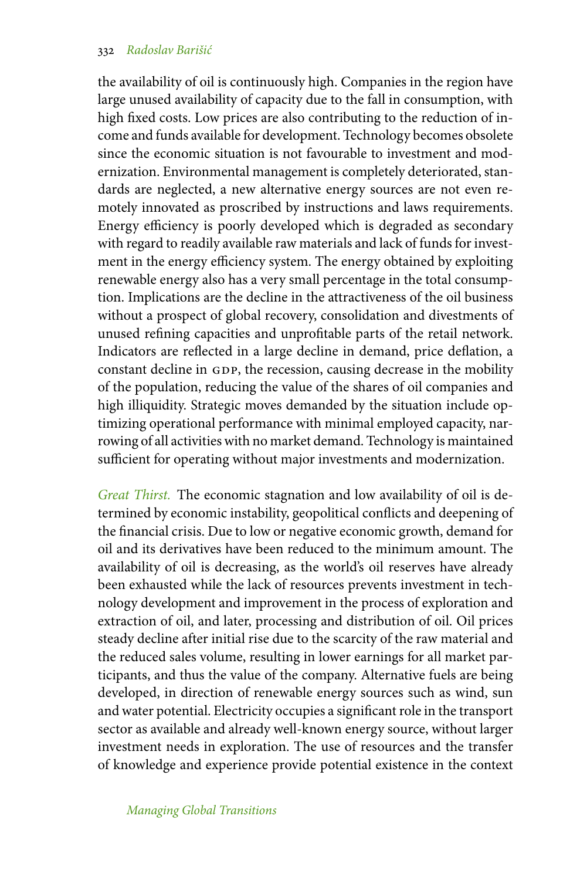the availability of oil is continuously high. Companies in the region have large unused availability of capacity due to the fall in consumption, with high fixed costs. Low prices are also contributing to the reduction of income and funds available for development. Technology becomes obsolete since the economic situation is not favourable to investment and modernization. Environmental management is completely deteriorated, standards are neglected, a new alternative energy sources are not even remotely innovated as proscribed by instructions and laws requirements. Energy efficiency is poorly developed which is degraded as secondary with regard to readily available raw materials and lack of funds for investment in the energy efficiency system. The energy obtained by exploiting renewable energy also has a very small percentage in the total consumption. Implications are the decline in the attractiveness of the oil business without a prospect of global recovery, consolidation and divestments of unused refining capacities and unprofitable parts of the retail network. Indicators are reflected in a large decline in demand, price deflation, a constant decline in GDP, the recession, causing decrease in the mobility of the population, reducing the value of the shares of oil companies and high illiquidity. Strategic moves demanded by the situation include optimizing operational performance with minimal employed capacity, narrowing of all activities with no market demand. Technology is maintained sufficient for operating without major investments and modernization.

*Great Thirst.* The economic stagnation and low availability of oil is determined by economic instability, geopolitical conflicts and deepening of the financial crisis. Due to low or negative economic growth, demand for oil and its derivatives have been reduced to the minimum amount. The availability of oil is decreasing, as the world's oil reserves have already been exhausted while the lack of resources prevents investment in technology development and improvement in the process of exploration and extraction of oil, and later, processing and distribution of oil. Oil prices steady decline after initial rise due to the scarcity of the raw material and the reduced sales volume, resulting in lower earnings for all market participants, and thus the value of the company. Alternative fuels are being developed, in direction of renewable energy sources such as wind, sun and water potential. Electricity occupies a significant role in the transport sector as available and already well-known energy source, without larger investment needs in exploration. The use of resources and the transfer of knowledge and experience provide potential existence in the context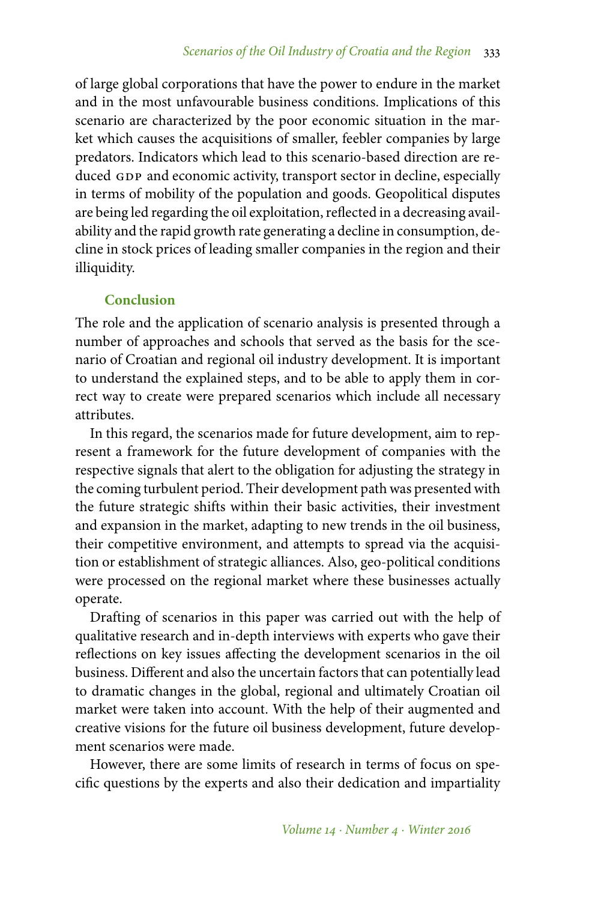of large global corporations that have the power to endure in the market and in the most unfavourable business conditions. Implications of this scenario are characterized by the poor economic situation in the market which causes the acquisitions of smaller, feebler companies by large predators. Indicators which lead to this scenario-based direction are reduced GDP and economic activity, transport sector in decline, especially in terms of mobility of the population and goods. Geopolitical disputes are being led regarding the oil exploitation, reflected in a decreasing availability and the rapid growth rate generating a decline in consumption, decline in stock prices of leading smaller companies in the region and their illiquidity.

## Conclusion

The role and the application of scenario analysis is presented through a number of approaches and schools that served as the basis for the scenario of Croatian and regional oil industry development. It is important to understand the explained steps, and to be able to apply them in correct way to create were prepared scenarios which include all necessary attributes.

In this regard, the scenarios made for future development, aim to represent a framework for the future development of companies with the respective signals that alert to the obligation for adjusting the strategy in the coming turbulent period. Their development path was presented with the future strategic shifts within their basic activities, their investment and expansion in the market, adapting to new trends in the oil business, their competitive environment, and attempts to spread via the acquisition or establishment of strategic alliances. Also, geo-political conditions were processed on the regional market where these businesses actually operate.

Drafting of scenarios in this paper was carried out with the help of qualitative research and in-depth interviews with experts who gave their reflections on key issues affecting the development scenarios in the oil business. Different and also the uncertain factors that can potentially lead to dramatic changes in the global, regional and ultimately Croatian oil market were taken into account. With the help of their augmented and creative visions for the future oil business development, future development scenarios were made.

However, there are some limits of research in terms of focus on specific questions by the experts and also their dedication and impartiality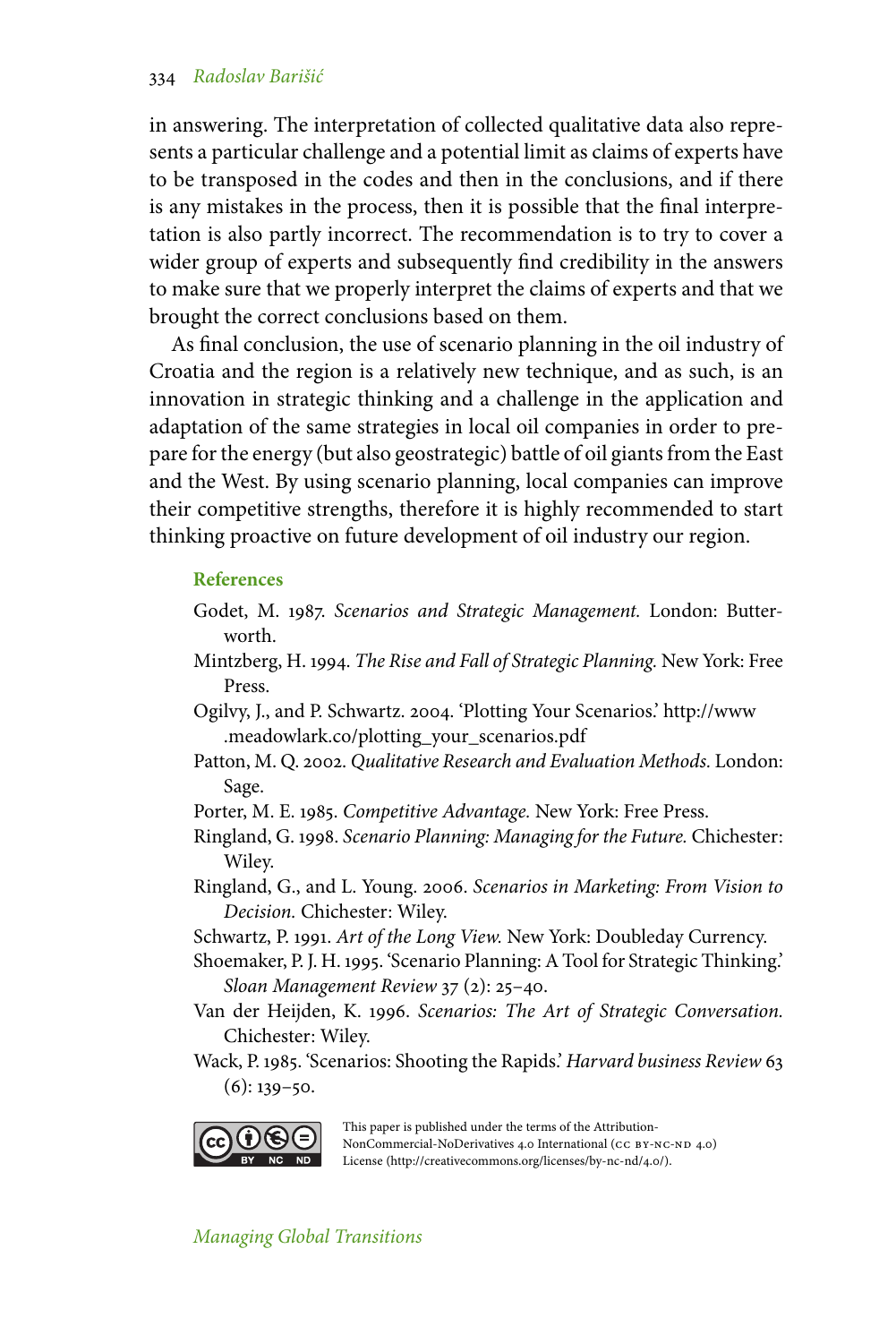in answering. The interpretation of collected qualitative data also represents a particular challenge and a potential limit as claims of experts have to be transposed in the codes and then in the conclusions, and if there is any mistakes in the process, then it is possible that the final interpretation is also partly incorrect. The recommendation is to try to cover a wider group of experts and subsequently find credibility in the answers to make sure that we properly interpret the claims of experts and that we brought the correct conclusions based on them.

As final conclusion, the use of scenario planning in the oil industry of Croatia and the region is a relatively new technique, and as such, is an innovation in strategic thinking and a challenge in the application and adaptation of the same strategies in local oil companies in order to prepare for the energy (but also geostrategic) battle of oil giants from the East and the West. By using scenario planning, local companies can improve their competitive strengths, therefore it is highly recommended to start thinking proactive on future development of oil industry our region.

## References

Godet, M. 1987. *Scenarios and Strategic Management.* London: Butterworth.

Mintzberg, H. 1994. *The Rise and Fall of Strategic Planning.* New York: Free Press.

Ogilvy, J., and P. Schwartz. 2004. 'Plotting Your Scenarios.' http://www.meadowlark.co/plotting_your_scenarios.pdf

Patton, M. Q. 2002. *Qualitative Research and Evaluation Methods.* London: Sage.

Porter, M. E. 1985. *Competitive Advantage.* New York: Free Press.

Ringland, G. 1998. *Scenario Planning: Managing for the Future.* Chichester: Wiley.

Ringland, G., and L. Young. 2006. *Scenarios in Marketing: From Vision to Decision.* Chichester: Wiley.

Schwartz, P. 1991. *Art of the Long View.* New York: Doubleday Currency.

Shoemaker, P. J. H. 1995. 'Scenario Planning: A Tool for Strategic Thinking.' *Sloan Management Review* 37 (2): 25–40.

Van der Heijden, K. 1996. *Scenarios: The Art of Strategic Conversation.* Chichester: Wiley.

Wack, P. 1985. 'Scenarios: Shooting the Rapids.' *Harvard business Review* 63 (6): 139–50.

This paper is published under the terms of the Attribution-NonCommercial-NoDerivatives 4.0 International (CC BY-NC-ND 4.0) License (http://creativecommons.org/licenses/by-nc-nd/4.0/).